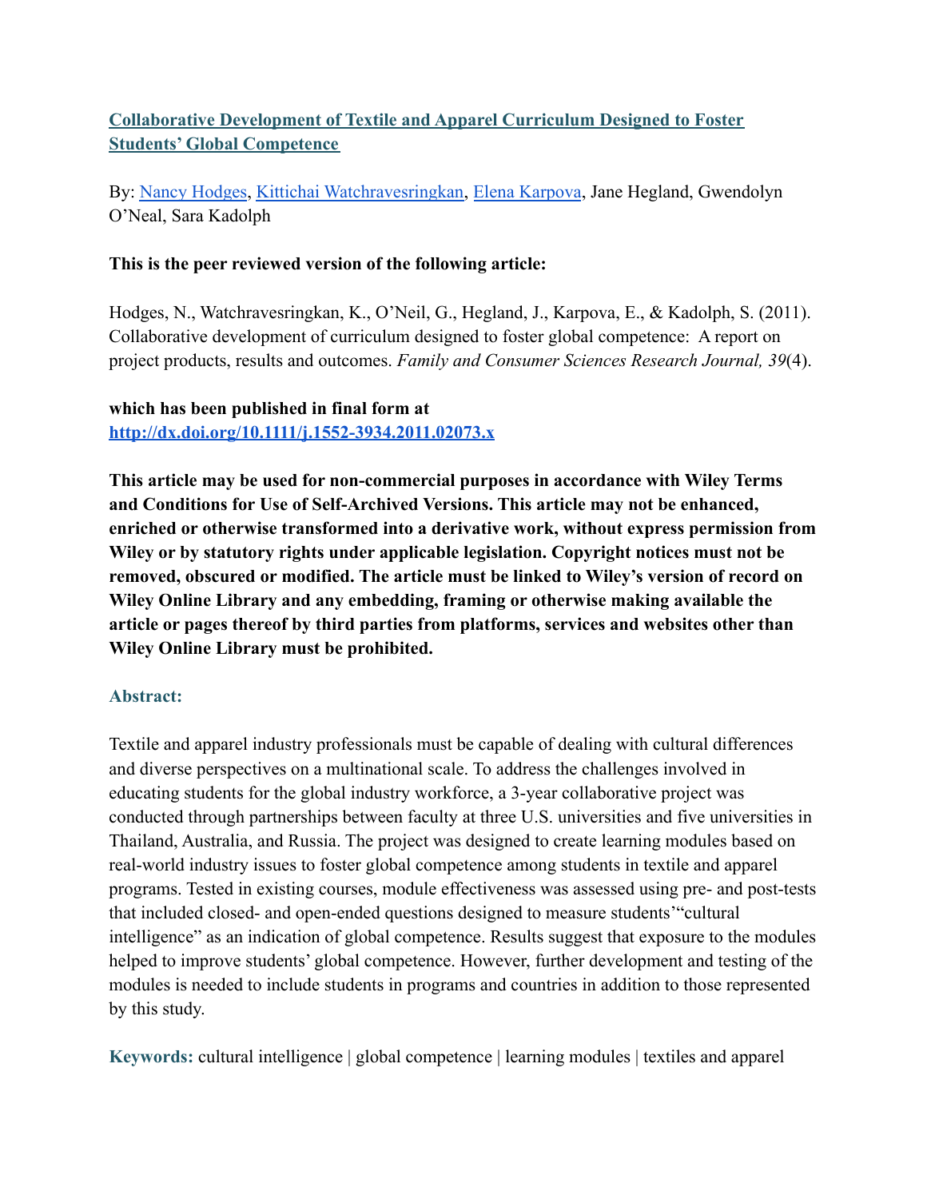# [Collaborative Development of Textile and Apparel Curriculum Designed to Foster Students' Global Competence]

By: [Nancy Hodges], [Kittichai Watchravesringkan], [Elena Karpova], Jane Hegland, Gwendolyn O'Neal, Sara Kadolph

**This is the peer reviewed version of the following article:**

Hodges, N., Watchravesringkan, K., O'Neil, G., Hegland, J., Karpova, E., & Kadolph, S. (2011). Collaborative development of curriculum designed to foster global competence: A report on project products, results and outcomes. *Family and Consumer Sciences Research Journal, 39*(4).

**which has been published in final form at**
**[http://dx.doi.org/10.1111/j.1552-3934.2011.02073.x](http://dx.doi.org/10.1111/j.1552-3934.2011.02073.x)**

**This article may be used for non-commercial purposes in accordance with Wiley Terms and Conditions for Use of Self-Archived Versions. This article may not be enhanced, enriched or otherwise transformed into a derivative work, without express permission from Wiley or by statutory rights under applicable legislation. Copyright notices must not be removed, obscured or modified. The article must be linked to Wiley's version of record on Wiley Online Library and any embedding, framing or otherwise making available the article or pages thereof by third parties from platforms, services and websites other than Wiley Online Library must be prohibited.**

## Abstract:

Textile and apparel industry professionals must be capable of dealing with cultural differences and diverse perspectives on a multinational scale. To address the challenges involved in educating students for the global industry workforce, a 3-year collaborative project was conducted through partnerships between faculty at three U.S. universities and five universities in Thailand, Australia, and Russia. The project was designed to create learning modules based on real-world industry issues to foster global competence among students in textile and apparel programs. Tested in existing courses, module effectiveness was assessed using pre- and post-tests that included closed- and open-ended questions designed to measure students'"cultural intelligence" as an indication of global competence. Results suggest that exposure to the modules helped to improve students' global competence. However, further development and testing of the modules is needed to include students in programs and countries in addition to those represented by this study.

**Keywords:** cultural intelligence | global competence | learning modules | textiles and apparel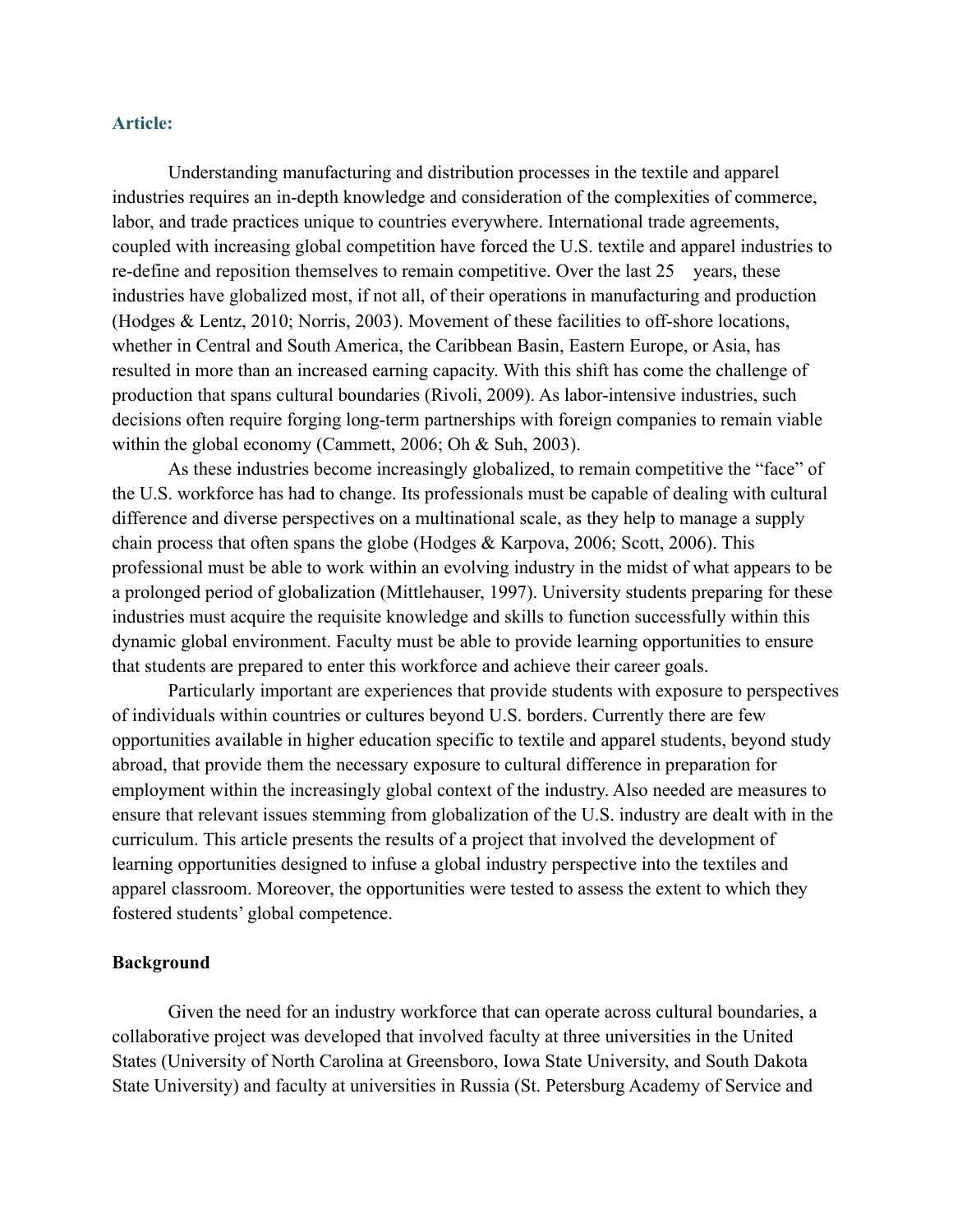**Article:**

Understanding manufacturing and distribution processes in the textile and apparel industries requires an in-depth knowledge and consideration of the complexities of commerce, labor, and trade practices unique to countries everywhere. International trade agreements, coupled with increasing global competition have forced the U.S. textile and apparel industries to re-define and reposition themselves to remain competitive. Over the last 25 years, these industries have globalized most, if not all, of their operations in manufacturing and production (Hodges & Lentz, 2010; Norris, 2003). Movement of these facilities to off-shore locations, whether in Central and South America, the Caribbean Basin, Eastern Europe, or Asia, has resulted in more than an increased earning capacity. With this shift has come the challenge of production that spans cultural boundaries (Rivoli, 2009). As labor-intensive industries, such decisions often require forging long-term partnerships with foreign companies to remain viable within the global economy (Cammett, 2006; Oh & Suh, 2003).

As these industries become increasingly globalized, to remain competitive the "face" of the U.S. workforce has had to change. Its professionals must be capable of dealing with cultural difference and diverse perspectives on a multinational scale, as they help to manage a supply chain process that often spans the globe (Hodges & Karpova, 2006; Scott, 2006). This professional must be able to work within an evolving industry in the midst of what appears to be a prolonged period of globalization (Mittlehauser, 1997). University students preparing for these industries must acquire the requisite knowledge and skills to function successfully within this dynamic global environment. Faculty must be able to provide learning opportunities to ensure that students are prepared to enter this workforce and achieve their career goals.

Particularly important are experiences that provide students with exposure to perspectives of individuals within countries or cultures beyond U.S. borders. Currently there are few opportunities available in higher education specific to textile and apparel students, beyond study abroad, that provide them the necessary exposure to cultural difference in preparation for employment within the increasingly global context of the industry. Also needed are measures to ensure that relevant issues stemming from globalization of the U.S. industry are dealt with in the curriculum. This article presents the results of a project that involved the development of learning opportunities designed to infuse a global industry perspective into the textiles and apparel classroom. Moreover, the opportunities were tested to assess the extent to which they fostered students' global competence.

## Background

Given the need for an industry workforce that can operate across cultural boundaries, a collaborative project was developed that involved faculty at three universities in the United States (University of North Carolina at Greensboro, Iowa State University, and South Dakota State University) and faculty at universities in Russia (St. Petersburg Academy of Service and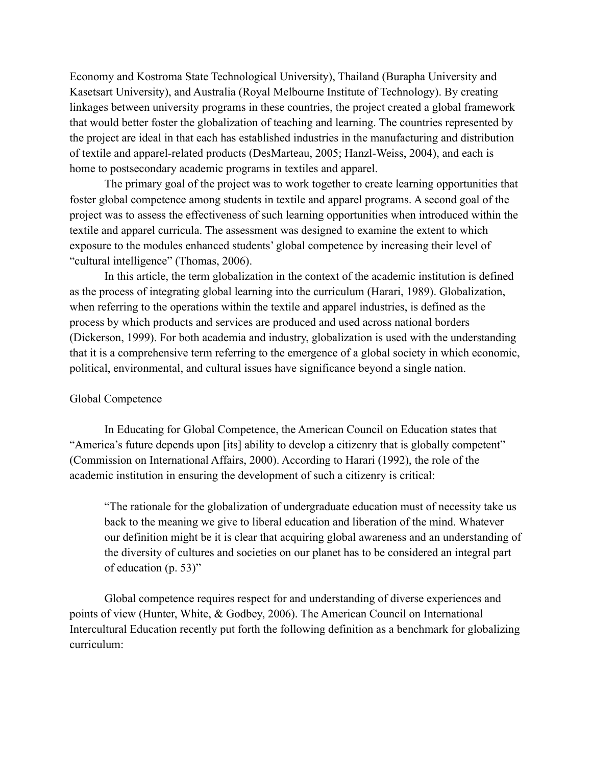Economy and Kostroma State Technological University), Thailand (Burapha University and Kasetsart University), and Australia (Royal Melbourne Institute of Technology). By creating linkages between university programs in these countries, the project created a global framework that would better foster the globalization of teaching and learning. The countries represented by the project are ideal in that each has established industries in the manufacturing and distribution of textile and apparel-related products (DesMarteau, 2005; Hanzl-Weiss, 2004), and each is home to postsecondary academic programs in textiles and apparel.

The primary goal of the project was to work together to create learning opportunities that foster global competence among students in textile and apparel programs. A second goal of the project was to assess the effectiveness of such learning opportunities when introduced within the textile and apparel curricula. The assessment was designed to examine the extent to which exposure to the modules enhanced students' global competence by increasing their level of "cultural intelligence" (Thomas, 2006).

In this article, the term globalization in the context of the academic institution is defined as the process of integrating global learning into the curriculum (Harari, 1989). Globalization, when referring to the operations within the textile and apparel industries, is defined as the process by which products and services are produced and used across national borders (Dickerson, 1999). For both academia and industry, globalization is used with the understanding that it is a comprehensive term referring to the emergence of a global society in which economic, political, environmental, and cultural issues have significance beyond a single nation.

## Global Competence

In Educating for Global Competence, the American Council on Education states that "America's future depends upon [its] ability to develop a citizenry that is globally competent" (Commission on International Affairs, 2000). According to Harari (1992), the role of the academic institution in ensuring the development of such a citizenry is critical:

> "The rationale for the globalization of undergraduate education must of necessity take us back to the meaning we give to liberal education and liberation of the mind. Whatever our definition might be it is clear that acquiring global awareness and an understanding of the diversity of cultures and societies on our planet has to be considered an integral part of education (p. 53)"

Global competence requires respect for and understanding of diverse experiences and points of view (Hunter, White, & Godbey, 2006). The American Council on International Intercultural Education recently put forth the following definition as a benchmark for globalizing curriculum: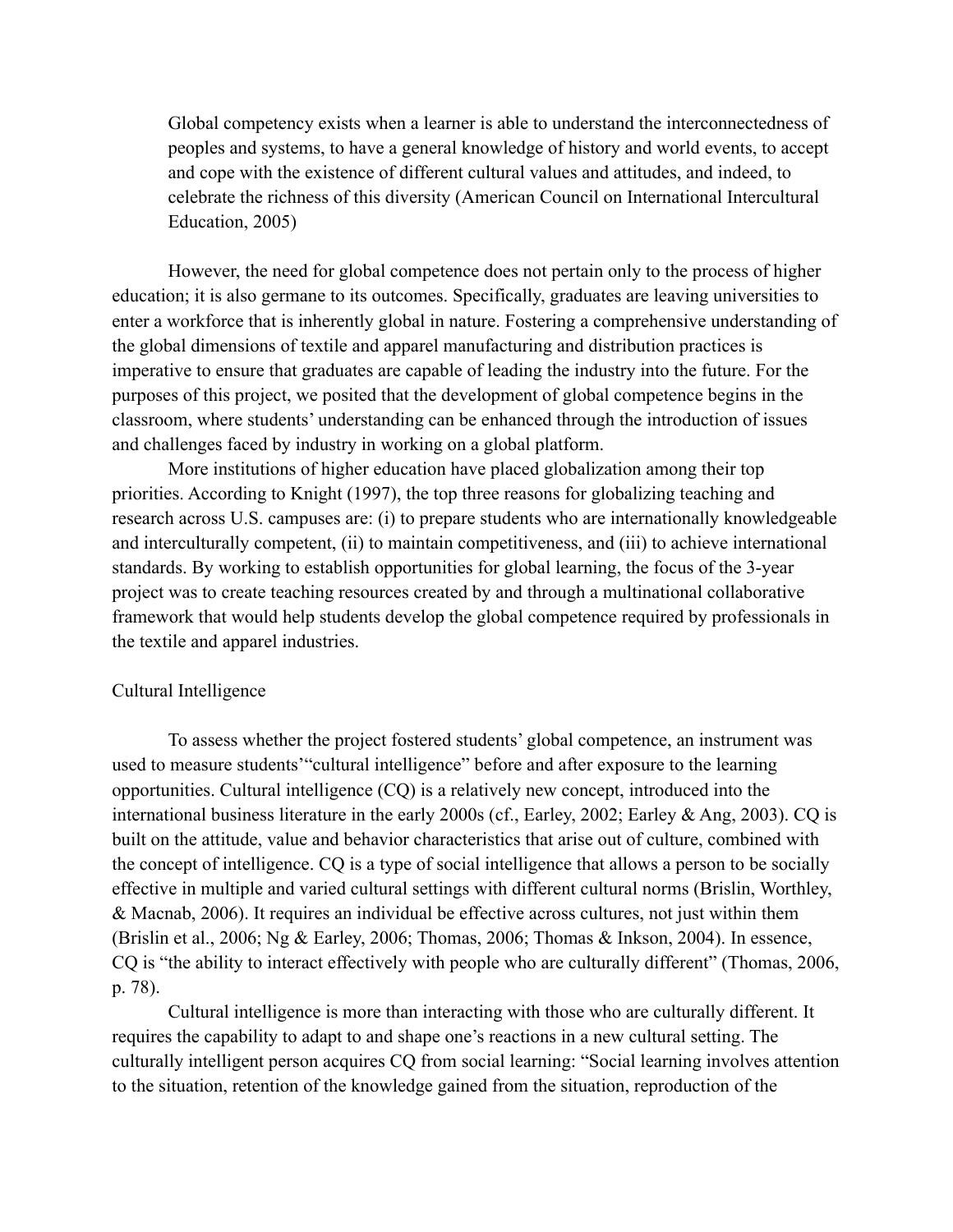> Global competency exists when a learner is able to understand the interconnectedness of peoples and systems, to have a general knowledge of history and world events, to accept and cope with the existence of different cultural values and attitudes, and indeed, to celebrate the richness of this diversity (American Council on International Intercultural Education, 2005)

However, the need for global competence does not pertain only to the process of higher education; it is also germane to its outcomes. Specifically, graduates are leaving universities to enter a workforce that is inherently global in nature. Fostering a comprehensive understanding of the global dimensions of textile and apparel manufacturing and distribution practices is imperative to ensure that graduates are capable of leading the industry into the future. For the purposes of this project, we posited that the development of global competence begins in the classroom, where students' understanding can be enhanced through the introduction of issues and challenges faced by industry in working on a global platform.

More institutions of higher education have placed globalization among their top priorities. According to Knight (1997), the top three reasons for globalizing teaching and research across U.S. campuses are: (i) to prepare students who are internationally knowledgeable and interculturally competent, (ii) to maintain competitiveness, and (iii) to achieve international standards. By working to establish opportunities for global learning, the focus of the 3-year project was to create teaching resources created by and through a multinational collaborative framework that would help students develop the global competence required by professionals in the textile and apparel industries.

## Cultural Intelligence

To assess whether the project fostered students' global competence, an instrument was used to measure students'"cultural intelligence" before and after exposure to the learning opportunities. Cultural intelligence (CQ) is a relatively new concept, introduced into the international business literature in the early 2000s (cf., Earley, 2002; Earley & Ang, 2003). CQ is built on the attitude, value and behavior characteristics that arise out of culture, combined with the concept of intelligence. CQ is a type of social intelligence that allows a person to be socially effective in multiple and varied cultural settings with different cultural norms (Brislin, Worthley, & Macnab, 2006). It requires an individual be effective across cultures, not just within them (Brislin et al., 2006; Ng & Earley, 2006; Thomas, 2006; Thomas & Inkson, 2004). In essence, CQ is "the ability to interact effectively with people who are culturally different" (Thomas, 2006, p. 78).

Cultural intelligence is more than interacting with those who are culturally different. It requires the capability to adapt to and shape one's reactions in a new cultural setting. The culturally intelligent person acquires CQ from social learning: "Social learning involves attention to the situation, retention of the knowledge gained from the situation, reproduction of the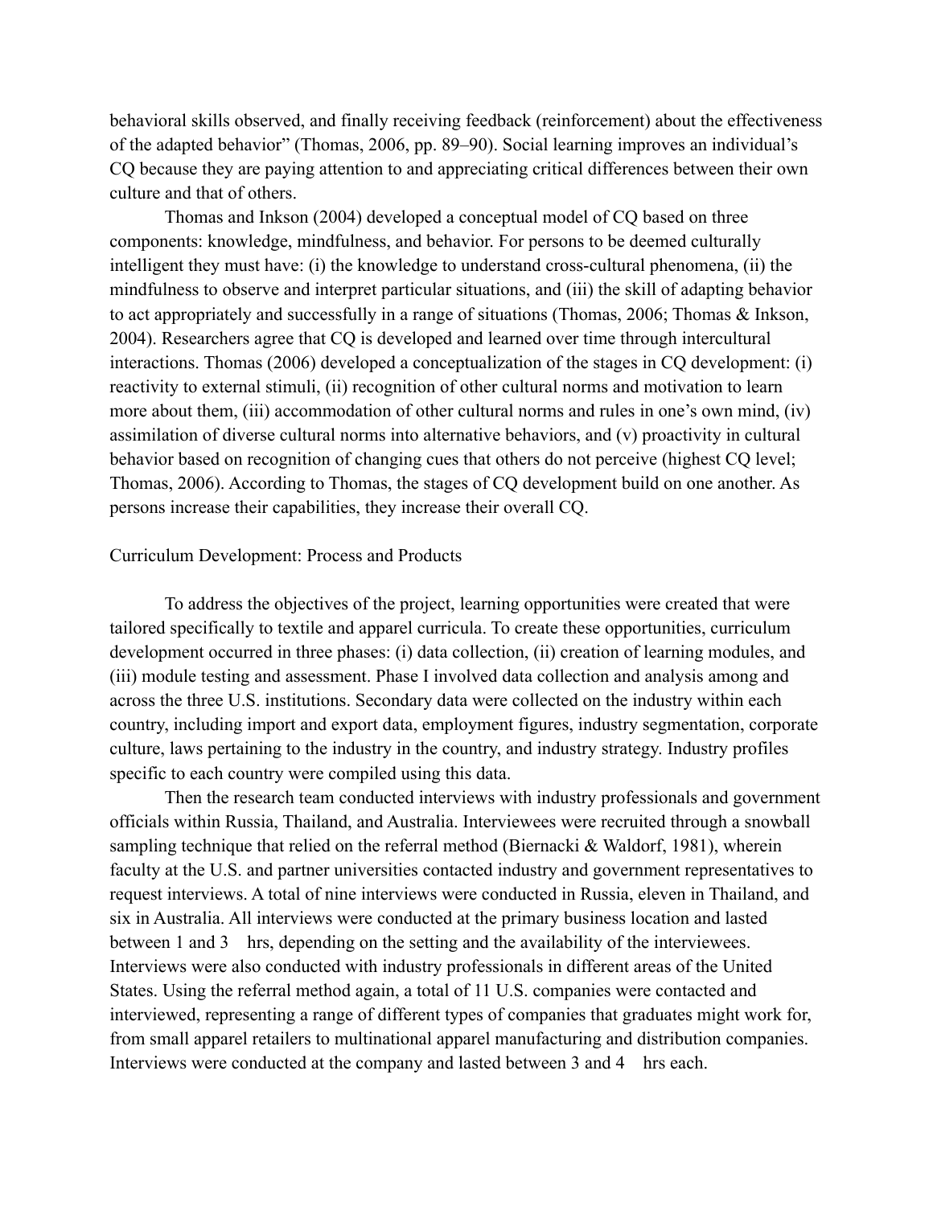behavioral skills observed, and finally receiving feedback (reinforcement) about the effectiveness of the adapted behavior" (Thomas, 2006, pp. 89–90). Social learning improves an individual's CQ because they are paying attention to and appreciating critical differences between their own culture and that of others.

Thomas and Inkson (2004) developed a conceptual model of CQ based on three components: knowledge, mindfulness, and behavior. For persons to be deemed culturally intelligent they must have: (i) the knowledge to understand cross-cultural phenomena, (ii) the mindfulness to observe and interpret particular situations, and (iii) the skill of adapting behavior to act appropriately and successfully in a range of situations (Thomas, 2006; Thomas & Inkson, 2004). Researchers agree that CQ is developed and learned over time through intercultural interactions. Thomas (2006) developed a conceptualization of the stages in CQ development: (i) reactivity to external stimuli, (ii) recognition of other cultural norms and motivation to learn more about them, (iii) accommodation of other cultural norms and rules in one's own mind, (iv) assimilation of diverse cultural norms into alternative behaviors, and (v) proactivity in cultural behavior based on recognition of changing cues that others do not perceive (highest CQ level; Thomas, 2006). According to Thomas, the stages of CQ development build on one another. As persons increase their capabilities, they increase their overall CQ.

## Curriculum Development: Process and Products

To address the objectives of the project, learning opportunities were created that were tailored specifically to textile and apparel curricula. To create these opportunities, curriculum development occurred in three phases: (i) data collection, (ii) creation of learning modules, and (iii) module testing and assessment. Phase I involved data collection and analysis among and across the three U.S. institutions. Secondary data were collected on the industry within each country, including import and export data, employment figures, industry segmentation, corporate culture, laws pertaining to the industry in the country, and industry strategy. Industry profiles specific to each country were compiled using this data.

Then the research team conducted interviews with industry professionals and government officials within Russia, Thailand, and Australia. Interviewees were recruited through a snowball sampling technique that relied on the referral method (Biernacki & Waldorf, 1981), wherein faculty at the U.S. and partner universities contacted industry and government representatives to request interviews. A total of nine interviews were conducted in Russia, eleven in Thailand, and six in Australia. All interviews were conducted at the primary business location and lasted between 1 and 3 hrs, depending on the setting and the availability of the interviewees. Interviews were also conducted with industry professionals in different areas of the United States. Using the referral method again, a total of 11 U.S. companies were contacted and interviewed, representing a range of different types of companies that graduates might work for, from small apparel retailers to multinational apparel manufacturing and distribution companies. Interviews were conducted at the company and lasted between 3 and 4 hrs each.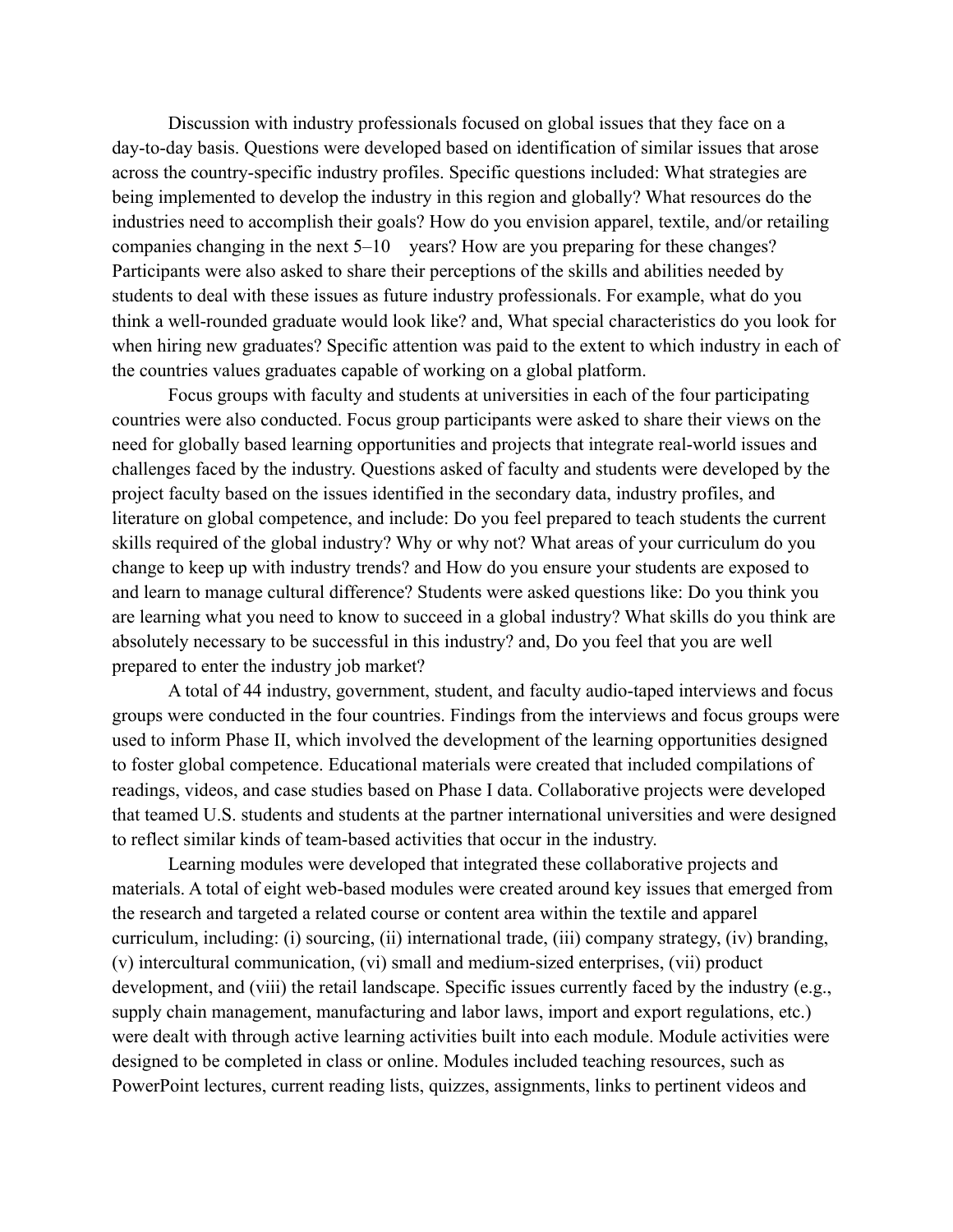Discussion with industry professionals focused on global issues that they face on a day-to-day basis. Questions were developed based on identification of similar issues that arose across the country-specific industry profiles. Specific questions included: What strategies are being implemented to develop the industry in this region and globally? What resources do the industries need to accomplish their goals? How do you envision apparel, textile, and/or retailing companies changing in the next 5–10 years? How are you preparing for these changes? Participants were also asked to share their perceptions of the skills and abilities needed by students to deal with these issues as future industry professionals. For example, what do you think a well-rounded graduate would look like? and, What special characteristics do you look for when hiring new graduates? Specific attention was paid to the extent to which industry in each of the countries values graduates capable of working on a global platform.

Focus groups with faculty and students at universities in each of the four participating countries were also conducted. Focus group participants were asked to share their views on the need for globally based learning opportunities and projects that integrate real-world issues and challenges faced by the industry. Questions asked of faculty and students were developed by the project faculty based on the issues identified in the secondary data, industry profiles, and literature on global competence, and include: Do you feel prepared to teach students the current skills required of the global industry? Why or why not? What areas of your curriculum do you change to keep up with industry trends? and How do you ensure your students are exposed to and learn to manage cultural difference? Students were asked questions like: Do you think you are learning what you need to know to succeed in a global industry? What skills do you think are absolutely necessary to be successful in this industry? and, Do you feel that you are well prepared to enter the industry job market?

A total of 44 industry, government, student, and faculty audio-taped interviews and focus groups were conducted in the four countries. Findings from the interviews and focus groups were used to inform Phase II, which involved the development of the learning opportunities designed to foster global competence. Educational materials were created that included compilations of readings, videos, and case studies based on Phase I data. Collaborative projects were developed that teamed U.S. students and students at the partner international universities and were designed to reflect similar kinds of team-based activities that occur in the industry.

Learning modules were developed that integrated these collaborative projects and materials. A total of eight web-based modules were created around key issues that emerged from the research and targeted a related course or content area within the textile and apparel curriculum, including: (i) sourcing, (ii) international trade, (iii) company strategy, (iv) branding, (v) intercultural communication, (vi) small and medium-sized enterprises, (vii) product development, and (viii) the retail landscape. Specific issues currently faced by the industry (e.g., supply chain management, manufacturing and labor laws, import and export regulations, etc.) were dealt with through active learning activities built into each module. Module activities were designed to be completed in class or online. Modules included teaching resources, such as PowerPoint lectures, current reading lists, quizzes, assignments, links to pertinent videos and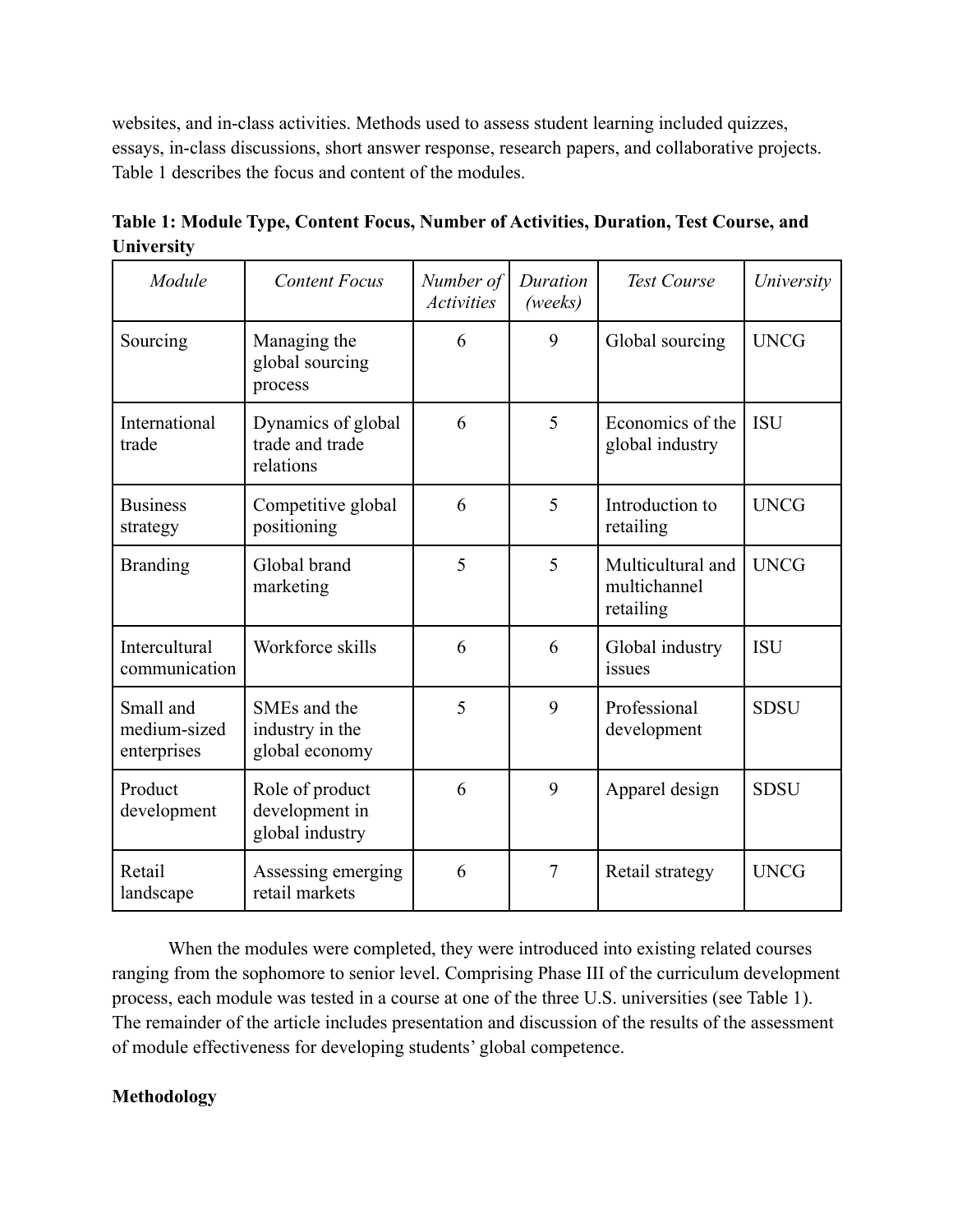websites, and in-class activities. Methods used to assess student learning included quizzes, essays, in-class discussions, short answer response, research papers, and collaborative projects. Table 1 describes the focus and content of the modules.

**Table 1: Module Type, Content Focus, Number of Activities, Duration, Test Course, and University**

| *Module* | *Content Focus* | *Number of Activities* | *Duration (weeks)* | *Test Course* | *University* |
|---|---|---|---|---|---|
| Sourcing | Managing the global sourcing process | 6 | 9 | Global sourcing | UNCG |
| International trade | Dynamics of global trade and trade relations | 6 | 5 | Economics of the global industry | ISU |
| Business strategy | Competitive global positioning | 6 | 5 | Introduction to retailing | UNCG |
| Branding | Global brand marketing | 5 | 5 | Multicultural and multichannel retailing | UNCG |
| Intercultural communication | Workforce skills | 6 | 6 | Global industry issues | ISU |
| Small and medium-sized enterprises | SMEs and the industry in the global economy | 5 | 9 | Professional development | SDSU |
| Product development | Role of product development in global industry | 6 | 9 | Apparel design | SDSU |
| Retail landscape | Assessing emerging retail markets | 6 | 7 | Retail strategy | UNCG |

When the modules were completed, they were introduced into existing related courses ranging from the sophomore to senior level. Comprising Phase III of the curriculum development process, each module was tested in a course at one of the three U.S. universities (see Table 1). The remainder of the article includes presentation and discussion of the results of the assessment of module effectiveness for developing students' global competence.

**Methodology**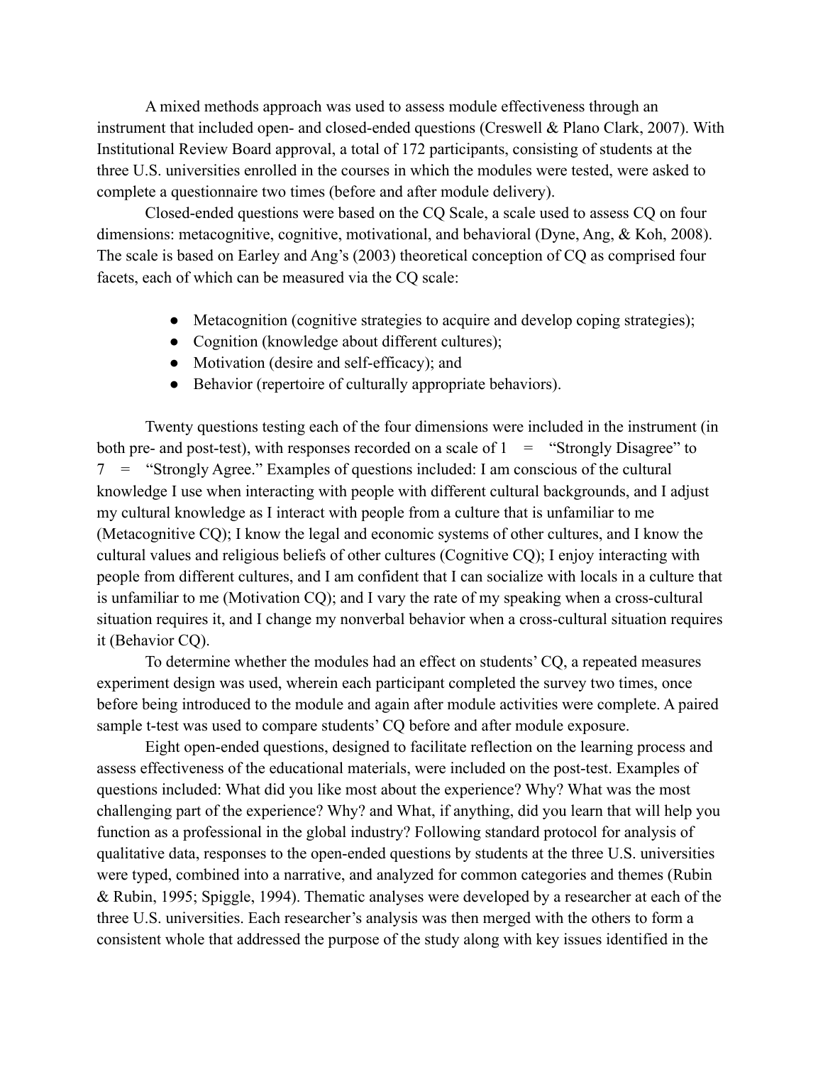A mixed methods approach was used to assess module effectiveness through an instrument that included open- and closed-ended questions (Creswell & Plano Clark, 2007). With Institutional Review Board approval, a total of 172 participants, consisting of students at the three U.S. universities enrolled in the courses in which the modules were tested, were asked to complete a questionnaire two times (before and after module delivery).

Closed-ended questions were based on the CQ Scale, a scale used to assess CQ on four dimensions: metacognitive, cognitive, motivational, and behavioral (Dyne, Ang, & Koh, 2008). The scale is based on Earley and Ang's (2003) theoretical conception of CQ as comprised four facets, each of which can be measured via the CQ scale:

- Metacognition (cognitive strategies to acquire and develop coping strategies);
- Cognition (knowledge about different cultures);
- Motivation (desire and self-efficacy); and
- Behavior (repertoire of culturally appropriate behaviors).

Twenty questions testing each of the four dimensions were included in the instrument (in both pre- and post-test), with responses recorded on a scale of 1 = "Strongly Disagree" to 7 = "Strongly Agree." Examples of questions included: I am conscious of the cultural knowledge I use when interacting with people with different cultural backgrounds, and I adjust my cultural knowledge as I interact with people from a culture that is unfamiliar to me (Metacognitive CQ); I know the legal and economic systems of other cultures, and I know the cultural values and religious beliefs of other cultures (Cognitive CQ); I enjoy interacting with people from different cultures, and I am confident that I can socialize with locals in a culture that is unfamiliar to me (Motivation CQ); and I vary the rate of my speaking when a cross-cultural situation requires it, and I change my nonverbal behavior when a cross-cultural situation requires it (Behavior CQ).

To determine whether the modules had an effect on students' CQ, a repeated measures experiment design was used, wherein each participant completed the survey two times, once before being introduced to the module and again after module activities were complete. A paired sample t-test was used to compare students' CQ before and after module exposure.

Eight open-ended questions, designed to facilitate reflection on the learning process and assess effectiveness of the educational materials, were included on the post-test. Examples of questions included: What did you like most about the experience? Why? What was the most challenging part of the experience? Why? and What, if anything, did you learn that will help you function as a professional in the global industry? Following standard protocol for analysis of qualitative data, responses to the open-ended questions by students at the three U.S. universities were typed, combined into a narrative, and analyzed for common categories and themes (Rubin & Rubin, 1995; Spiggle, 1994). Thematic analyses were developed by a researcher at each of the three U.S. universities. Each researcher's analysis was then merged with the others to form a consistent whole that addressed the purpose of the study along with key issues identified in the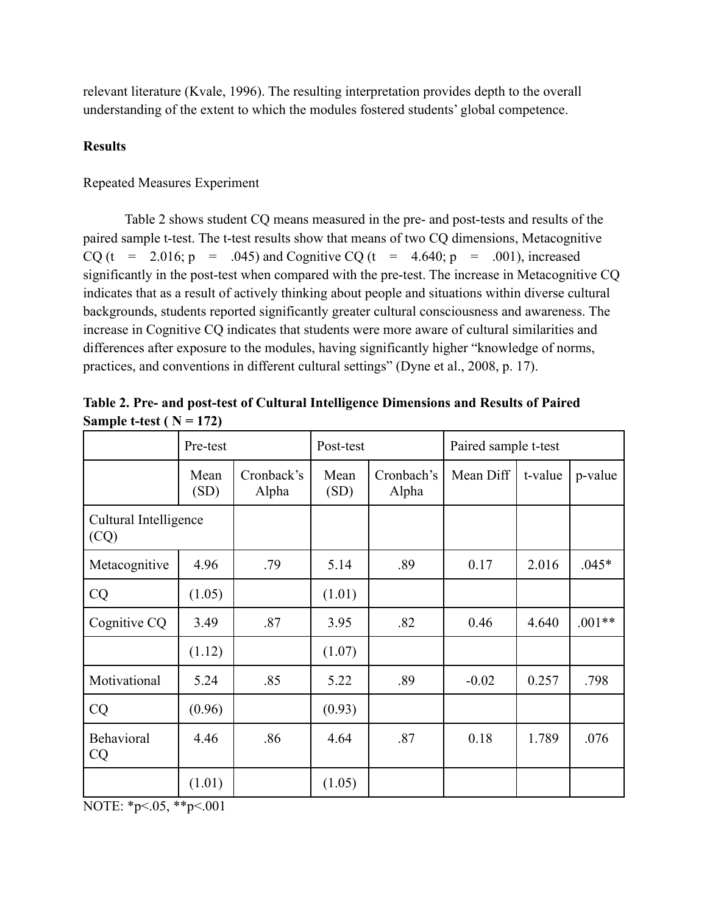relevant literature (Kvale, 1996). The resulting interpretation provides depth to the overall understanding of the extent to which the modules fostered students' global competence.

**Results**

Repeated Measures Experiment

Table 2 shows student CQ means measured in the pre- and post-tests and results of the paired sample t-test. The t-test results show that means of two CQ dimensions, Metacognitive CQ ($t = 2.016$; $p = .045$) and Cognitive CQ ($t = 4.640$; $p = .001$), increased significantly in the post-test when compared with the pre-test. The increase in Metacognitive CQ indicates that as a result of actively thinking about people and situations within diverse cultural backgrounds, students reported significantly greater cultural consciousness and awareness. The increase in Cognitive CQ indicates that students were more aware of cultural similarities and differences after exposure to the modules, having significantly higher "knowledge of norms, practices, and conventions in different cultural settings" (Dyne et al., 2008, p. 17).

**Table 2. Pre- and post-test of Cultural Intelligence Dimensions and Results of Paired Sample t-test ( N = 172)**

| | Pre-test | | Post-test | | Paired sample t-test | | |
|---|---|---|---|---|---|---|---|
| | Mean (SD) | Cronback's Alpha | Mean (SD) | Cronbach's Alpha | Mean Diff | t-value | p-value |
| Cultural Intelligence (CQ) | | | | | | | |
| Metacognitive | 4.96 | .79 | 5.14 | .89 | 0.17 | 2.016 | .045* |
| CQ | (1.05) | | (1.01) | | | | |
| Cognitive CQ | 3.49 | .87 | 3.95 | .82 | 0.46 | 4.640 | .001** |
| | (1.12) | | (1.07) | | | | |
| Motivational | 5.24 | .85 | 5.22 | .89 | -0.02 | 0.257 | .798 |
| CQ | (0.96) | | (0.93) | | | | |
| Behavioral CQ | 4.46 | .86 | 4.64 | .87 | 0.18 | 1.789 | .076 |
| | (1.01) | | (1.05) | | | | |

NOTE: *p<.05, **p<.001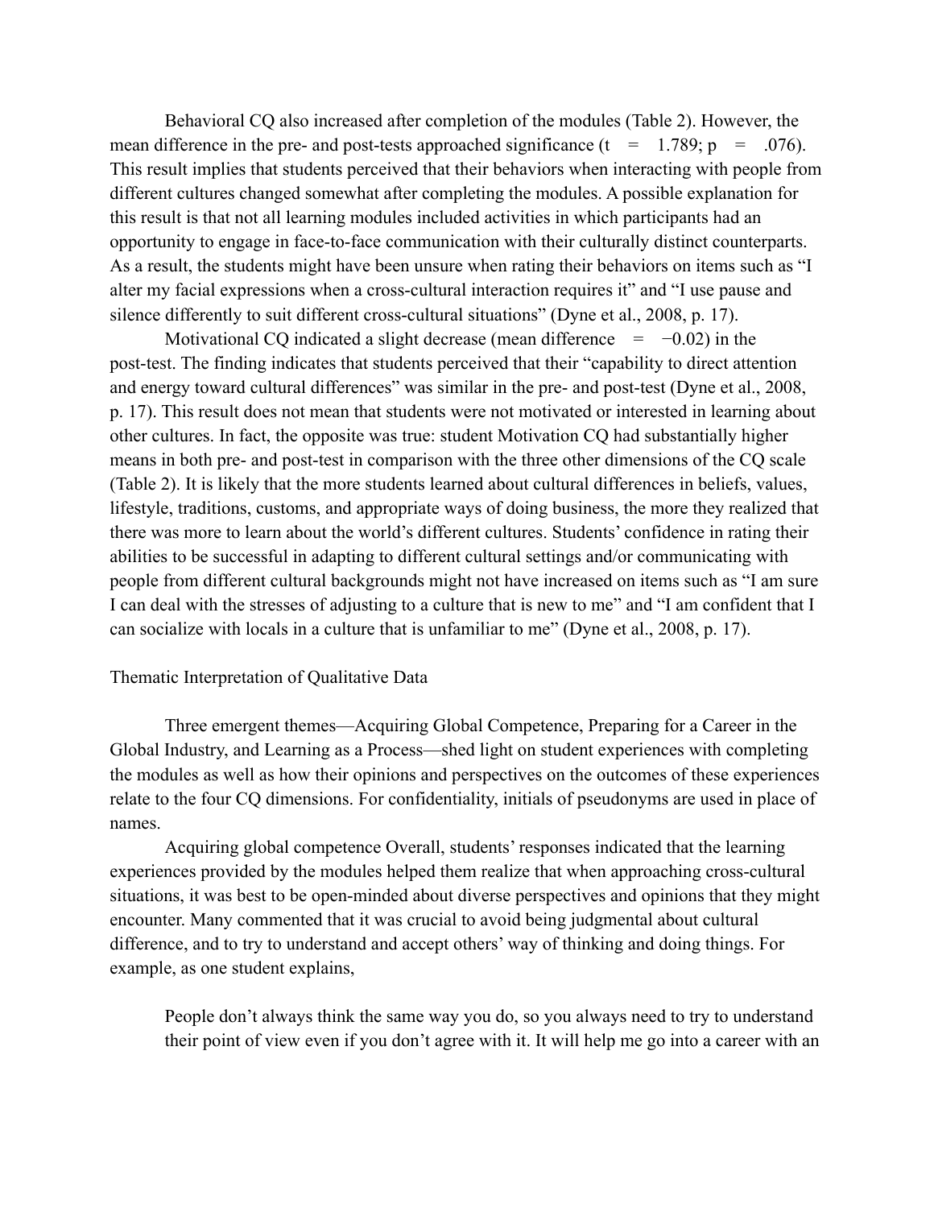Behavioral CQ also increased after completion of the modules (Table 2). However, the mean difference in the pre- and post-tests approached significance ($t = 1.789$; $p = .076$). This result implies that students perceived that their behaviors when interacting with people from different cultures changed somewhat after completing the modules. A possible explanation for this result is that not all learning modules included activities in which participants had an opportunity to engage in face-to-face communication with their culturally distinct counterparts. As a result, the students might have been unsure when rating their behaviors on items such as "I alter my facial expressions when a cross-cultural interaction requires it" and "I use pause and silence differently to suit different cross-cultural situations" (Dyne et al., 2008, p. 17).

Motivational CQ indicated a slight decrease (mean difference $= -0.02$) in the post-test. The finding indicates that students perceived that their "capability to direct attention and energy toward cultural differences" was similar in the pre- and post-test (Dyne et al., 2008, p. 17). This result does not mean that students were not motivated or interested in learning about other cultures. In fact, the opposite was true: student Motivation CQ had substantially higher means in both pre- and post-test in comparison with the three other dimensions of the CQ scale (Table 2). It is likely that the more students learned about cultural differences in beliefs, values, lifestyle, traditions, customs, and appropriate ways of doing business, the more they realized that there was more to learn about the world's different cultures. Students' confidence in rating their abilities to be successful in adapting to different cultural settings and/or communicating with people from different cultural backgrounds might not have increased on items such as "I am sure I can deal with the stresses of adjusting to a culture that is new to me" and "I am confident that I can socialize with locals in a culture that is unfamiliar to me" (Dyne et al., 2008, p. 17).

## Thematic Interpretation of Qualitative Data

Three emergent themes—Acquiring Global Competence, Preparing for a Career in the Global Industry, and Learning as a Process—shed light on student experiences with completing the modules as well as how their opinions and perspectives on the outcomes of these experiences relate to the four CQ dimensions. For confidentiality, initials of pseudonyms are used in place of names.

Acquiring global competence Overall, students' responses indicated that the learning experiences provided by the modules helped them realize that when approaching cross-cultural situations, it was best to be open-minded about diverse perspectives and opinions that they might encounter. Many commented that it was crucial to avoid being judgmental about cultural difference, and to try to understand and accept others' way of thinking and doing things. For example, as one student explains,

> People don't always think the same way you do, so you always need to try to understand their point of view even if you don't agree with it. It will help me go into a career with an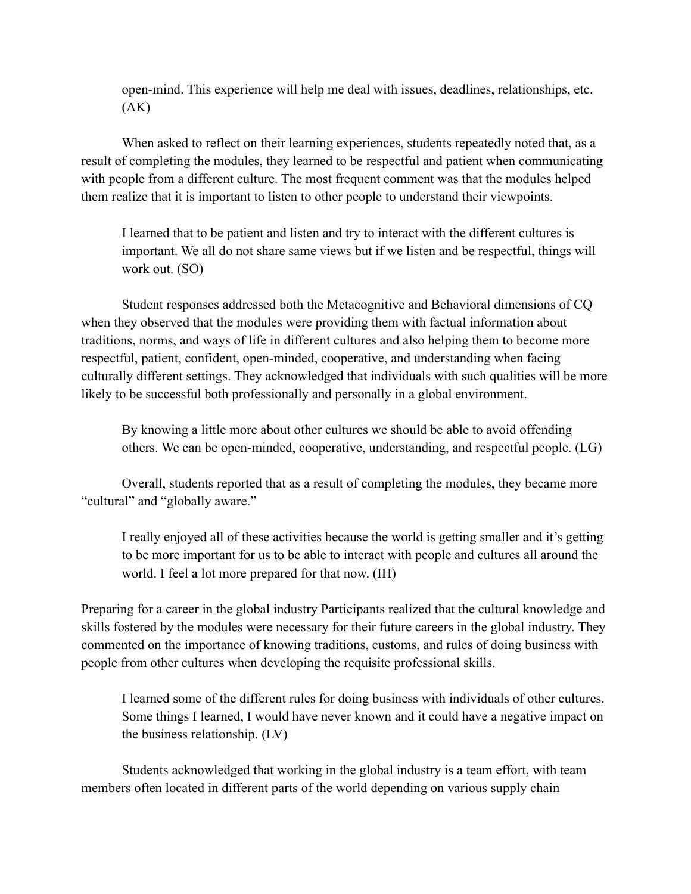> open-mind. This experience will help me deal with issues, deadlines, relationships, etc. (AK)

When asked to reflect on their learning experiences, students repeatedly noted that, as a result of completing the modules, they learned to be respectful and patient when communicating with people from a different culture. The most frequent comment was that the modules helped them realize that it is important to listen to other people to understand their viewpoints.

> I learned that to be patient and listen and try to interact with the different cultures is important. We all do not share same views but if we listen and be respectful, things will work out. (SO)

Student responses addressed both the Metacognitive and Behavioral dimensions of CQ when they observed that the modules were providing them with factual information about traditions, norms, and ways of life in different cultures and also helping them to become more respectful, patient, confident, open-minded, cooperative, and understanding when facing culturally different settings. They acknowledged that individuals with such qualities will be more likely to be successful both professionally and personally in a global environment.

> By knowing a little more about other cultures we should be able to avoid offending others. We can be open-minded, cooperative, understanding, and respectful people. (LG)

Overall, students reported that as a result of completing the modules, they became more "cultural" and "globally aware."

> I really enjoyed all of these activities because the world is getting smaller and it's getting to be more important for us to be able to interact with people and cultures all around the world. I feel a lot more prepared for that now. (IH)

Preparing for a career in the global industry Participants realized that the cultural knowledge and skills fostered by the modules were necessary for their future careers in the global industry. They commented on the importance of knowing traditions, customs, and rules of doing business with people from other cultures when developing the requisite professional skills.

> I learned some of the different rules for doing business with individuals of other cultures. Some things I learned, I would have never known and it could have a negative impact on the business relationship. (LV)

Students acknowledged that working in the global industry is a team effort, with team members often located in different parts of the world depending on various supply chain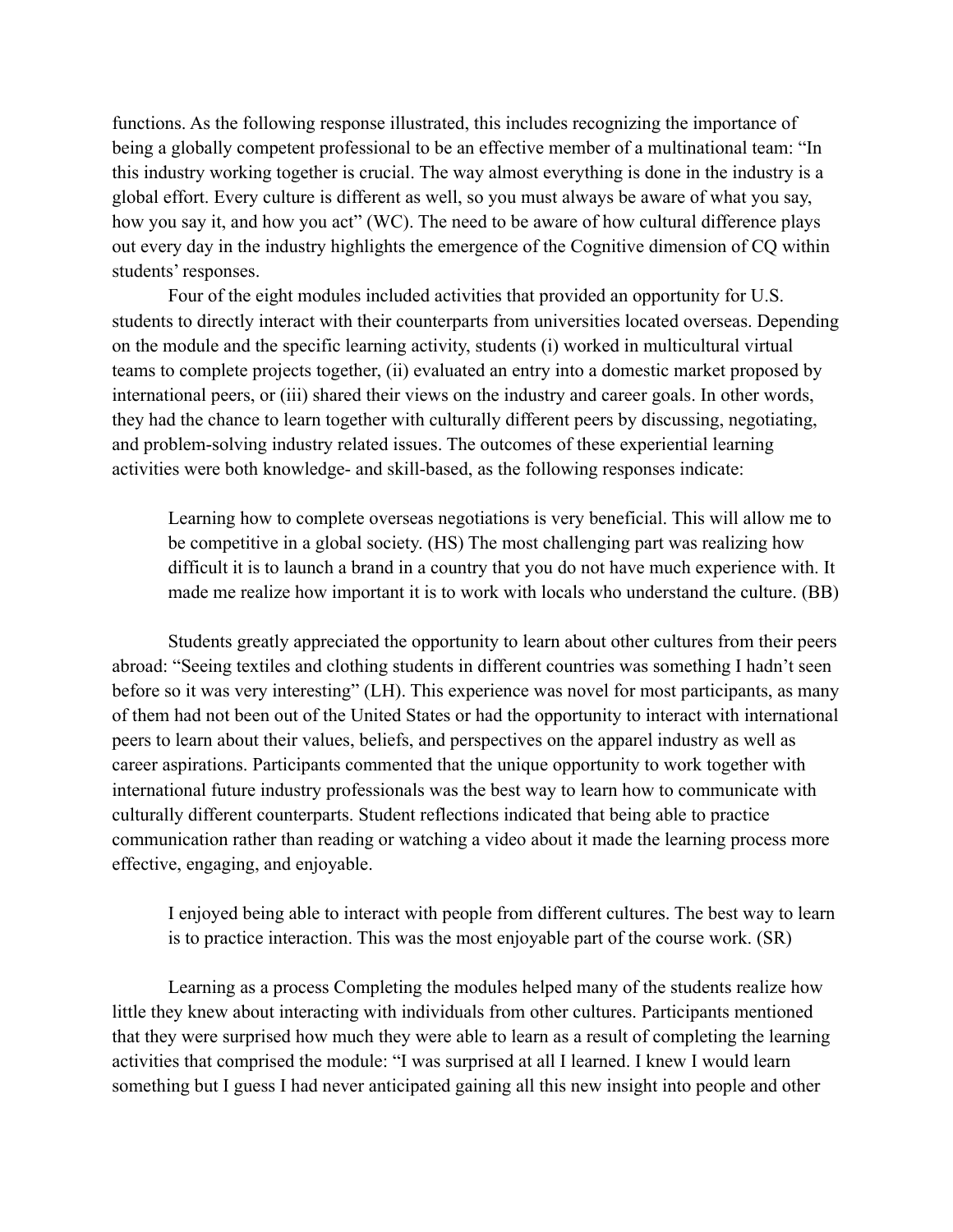functions. As the following response illustrated, this includes recognizing the importance of being a globally competent professional to be an effective member of a multinational team: "In this industry working together is crucial. The way almost everything is done in the industry is a global effort. Every culture is different as well, so you must always be aware of what you say, how you say it, and how you act" (WC). The need to be aware of how cultural difference plays out every day in the industry highlights the emergence of the Cognitive dimension of CQ within students' responses.

Four of the eight modules included activities that provided an opportunity for U.S. students to directly interact with their counterparts from universities located overseas. Depending on the module and the specific learning activity, students (i) worked in multicultural virtual teams to complete projects together, (ii) evaluated an entry into a domestic market proposed by international peers, or (iii) shared their views on the industry and career goals. In other words, they had the chance to learn together with culturally different peers by discussing, negotiating, and problem-solving industry related issues. The outcomes of these experiential learning activities were both knowledge- and skill-based, as the following responses indicate:

> Learning how to complete overseas negotiations is very beneficial. This will allow me to be competitive in a global society. (HS) The most challenging part was realizing how difficult it is to launch a brand in a country that you do not have much experience with. It made me realize how important it is to work with locals who understand the culture. (BB)

Students greatly appreciated the opportunity to learn about other cultures from their peers abroad: "Seeing textiles and clothing students in different countries was something I hadn't seen before so it was very interesting" (LH). This experience was novel for most participants, as many of them had not been out of the United States or had the opportunity to interact with international peers to learn about their values, beliefs, and perspectives on the apparel industry as well as career aspirations. Participants commented that the unique opportunity to work together with international future industry professionals was the best way to learn how to communicate with culturally different counterparts. Student reflections indicated that being able to practice communication rather than reading or watching a video about it made the learning process more effective, engaging, and enjoyable.

> I enjoyed being able to interact with people from different cultures. The best way to learn is to practice interaction. This was the most enjoyable part of the course work. (SR)

Learning as a process Completing the modules helped many of the students realize how little they knew about interacting with individuals from other cultures. Participants mentioned that they were surprised how much they were able to learn as a result of completing the learning activities that comprised the module: "I was surprised at all I learned. I knew I would learn something but I guess I had never anticipated gaining all this new insight into people and other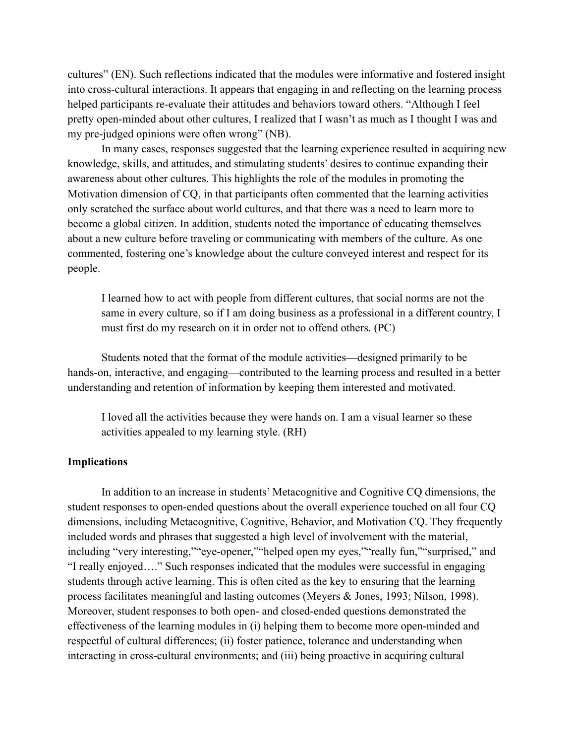cultures" (EN). Such reflections indicated that the modules were informative and fostered insight into cross-cultural interactions. It appears that engaging in and reflecting on the learning process helped participants re-evaluate their attitudes and behaviors toward others. "Although I feel pretty open-minded about other cultures, I realized that I wasn't as much as I thought I was and my pre-judged opinions were often wrong" (NB).

In many cases, responses suggested that the learning experience resulted in acquiring new knowledge, skills, and attitudes, and stimulating students' desires to continue expanding their awareness about other cultures. This highlights the role of the modules in promoting the Motivation dimension of CQ, in that participants often commented that the learning activities only scratched the surface about world cultures, and that there was a need to learn more to become a global citizen. In addition, students noted the importance of educating themselves about a new culture before traveling or communicating with members of the culture. As one commented, fostering one's knowledge about the culture conveyed interest and respect for its people.

> I learned how to act with people from different cultures, that social norms are not the same in every culture, so if I am doing business as a professional in a different country, I must first do my research on it in order not to offend others. (PC)

Students noted that the format of the module activities—designed primarily to be hands-on, interactive, and engaging—contributed to the learning process and resulted in a better understanding and retention of information by keeping them interested and motivated.

> I loved all the activities because they were hands on. I am a visual learner so these activities appealed to my learning style. (RH)

**Implications**

In addition to an increase in students' Metacognitive and Cognitive CQ dimensions, the student responses to open-ended questions about the overall experience touched on all four CQ dimensions, including Metacognitive, Cognitive, Behavior, and Motivation CQ. They frequently included words and phrases that suggested a high level of involvement with the material, including "very interesting,""eye-opener,""helped open my eyes,""really fun,""surprised," and "I really enjoyed…." Such responses indicated that the modules were successful in engaging students through active learning. This is often cited as the key to ensuring that the learning process facilitates meaningful and lasting outcomes (Meyers & Jones, 1993; Nilson, 1998). Moreover, student responses to both open- and closed-ended questions demonstrated the effectiveness of the learning modules in (i) helping them to become more open-minded and respectful of cultural differences; (ii) foster patience, tolerance and understanding when interacting in cross-cultural environments; and (iii) being proactive in acquiring cultural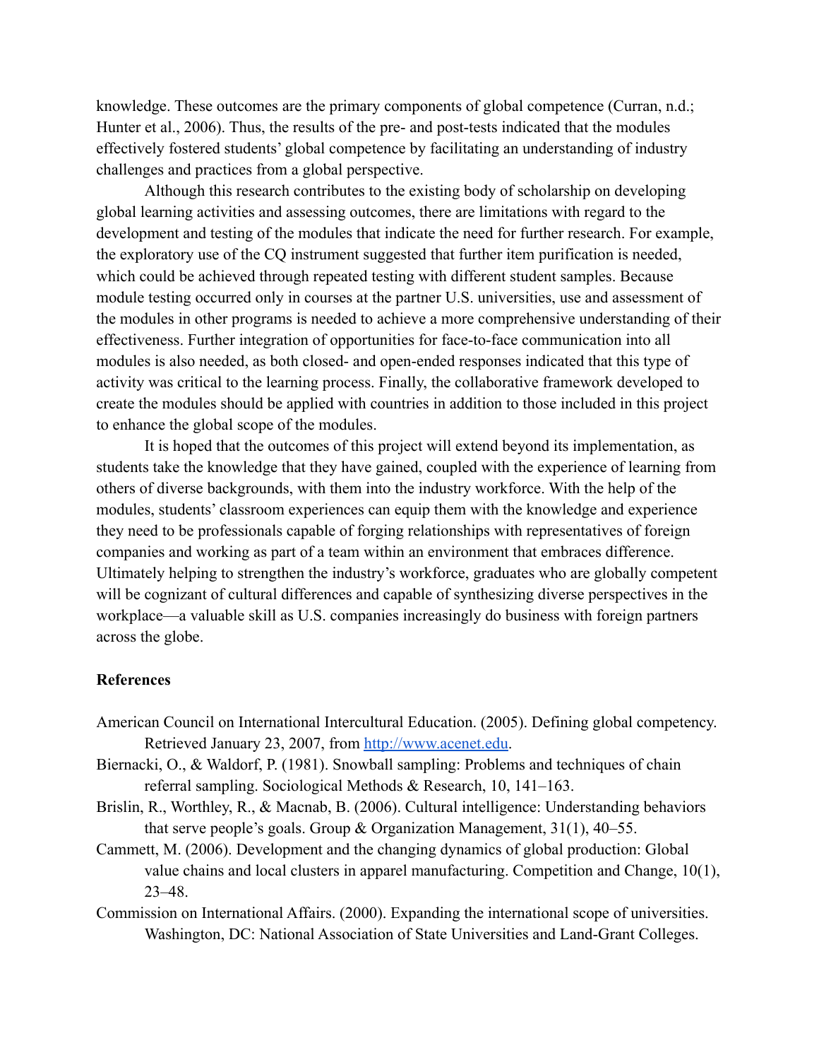knowledge. These outcomes are the primary components of global competence (Curran, n.d.; Hunter et al., 2006). Thus, the results of the pre- and post-tests indicated that the modules effectively fostered students' global competence by facilitating an understanding of industry challenges and practices from a global perspective.

Although this research contributes to the existing body of scholarship on developing global learning activities and assessing outcomes, there are limitations with regard to the development and testing of the modules that indicate the need for further research. For example, the exploratory use of the CQ instrument suggested that further item purification is needed, which could be achieved through repeated testing with different student samples. Because module testing occurred only in courses at the partner U.S. universities, use and assessment of the modules in other programs is needed to achieve a more comprehensive understanding of their effectiveness. Further integration of opportunities for face-to-face communication into all modules is also needed, as both closed- and open-ended responses indicated that this type of activity was critical to the learning process. Finally, the collaborative framework developed to create the modules should be applied with countries in addition to those included in this project to enhance the global scope of the modules.

It is hoped that the outcomes of this project will extend beyond its implementation, as students take the knowledge that they have gained, coupled with the experience of learning from others of diverse backgrounds, with them into the industry workforce. With the help of the modules, students' classroom experiences can equip them with the knowledge and experience they need to be professionals capable of forging relationships with representatives of foreign companies and working as part of a team within an environment that embraces difference. Ultimately helping to strengthen the industry's workforce, graduates who are globally competent will be cognizant of cultural differences and capable of synthesizing diverse perspectives in the workplace—a valuable skill as U.S. companies increasingly do business with foreign partners across the globe.

**References**

American Council on International Intercultural Education. (2005). Defining global competency. Retrieved January 23, 2007, from [http://www.acenet.edu](http://www.acenet.edu).

Biernacki, O., & Waldorf, P. (1981). Snowball sampling: Problems and techniques of chain referral sampling. Sociological Methods & Research, 10, 141–163.

Brislin, R., Worthley, R., & Macnab, B. (2006). Cultural intelligence: Understanding behaviors that serve people's goals. Group & Organization Management, 31(1), 40–55.

Cammett, M. (2006). Development and the changing dynamics of global production: Global value chains and local clusters in apparel manufacturing. Competition and Change, 10(1), 23–48.

Commission on International Affairs. (2000). Expanding the international scope of universities. Washington, DC: National Association of State Universities and Land-Grant Colleges.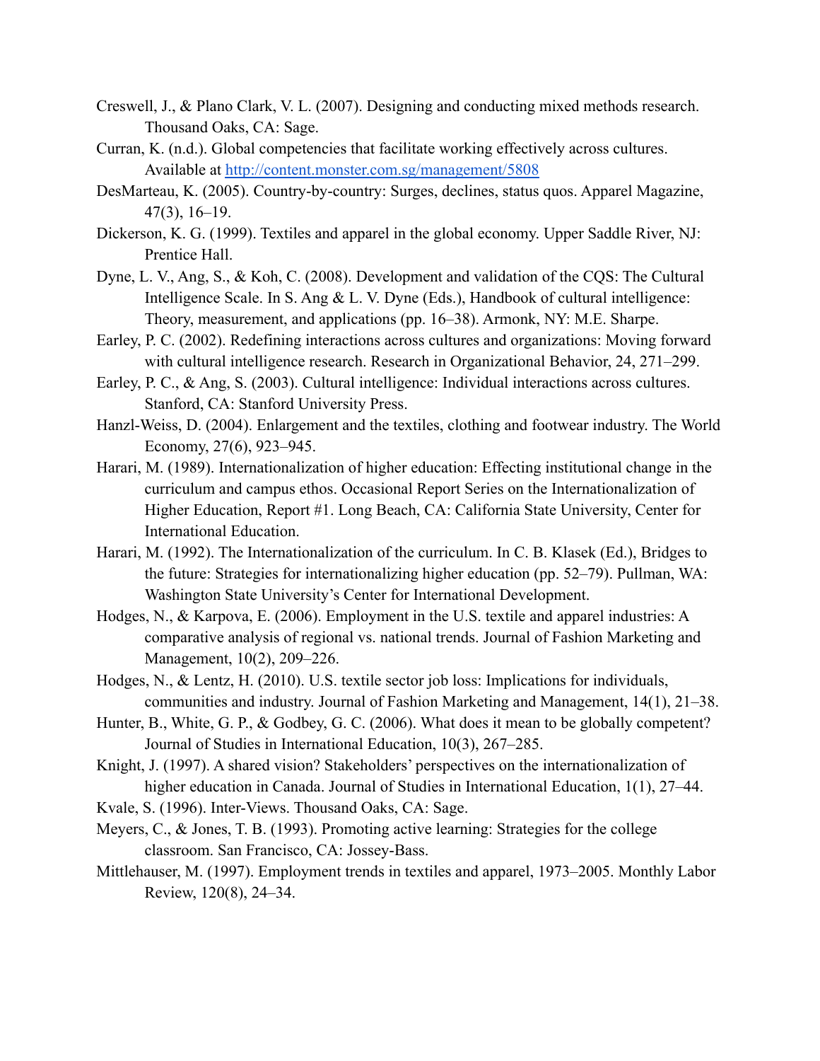Creswell, J., & Plano Clark, V. L. (2007). Designing and conducting mixed methods research. Thousand Oaks, CA: Sage.

Curran, K. (n.d.). Global competencies that facilitate working effectively across cultures. Available at [http://content.monster.com.sg/management/5808](http://content.monster.com.sg/management/5808)

DesMarteau, K. (2005). Country-by-country: Surges, declines, status quos. Apparel Magazine, 47(3), 16–19.

Dickerson, K. G. (1999). Textiles and apparel in the global economy. Upper Saddle River, NJ: Prentice Hall.

Dyne, L. V., Ang, S., & Koh, C. (2008). Development and validation of the CQS: The Cultural Intelligence Scale. In S. Ang & L. V. Dyne (Eds.), Handbook of cultural intelligence: Theory, measurement, and applications (pp. 16–38). Armonk, NY: M.E. Sharpe.

Earley, P. C. (2002). Redefining interactions across cultures and organizations: Moving forward with cultural intelligence research. Research in Organizational Behavior, 24, 271–299.

Earley, P. C., & Ang, S. (2003). Cultural intelligence: Individual interactions across cultures. Stanford, CA: Stanford University Press.

Hanzl-Weiss, D. (2004). Enlargement and the textiles, clothing and footwear industry. The World Economy, 27(6), 923–945.

Harari, M. (1989). Internationalization of higher education: Effecting institutional change in the curriculum and campus ethos. Occasional Report Series on the Internationalization of Higher Education, Report #1. Long Beach, CA: California State University, Center for International Education.

Harari, M. (1992). The Internationalization of the curriculum. In C. B. Klasek (Ed.), Bridges to the future: Strategies for internationalizing higher education (pp. 52–79). Pullman, WA: Washington State University's Center for International Development.

Hodges, N., & Karpova, E. (2006). Employment in the U.S. textile and apparel industries: A comparative analysis of regional vs. national trends. Journal of Fashion Marketing and Management, 10(2), 209–226.

Hodges, N., & Lentz, H. (2010). U.S. textile sector job loss: Implications for individuals, communities and industry. Journal of Fashion Marketing and Management, 14(1), 21–38.

Hunter, B., White, G. P., & Godbey, G. C. (2006). What does it mean to be globally competent? Journal of Studies in International Education, 10(3), 267–285.

Knight, J. (1997). A shared vision? Stakeholders' perspectives on the internationalization of higher education in Canada. Journal of Studies in International Education, 1(1), 27–44.

Kvale, S. (1996). Inter-Views. Thousand Oaks, CA: Sage.

Meyers, C., & Jones, T. B. (1993). Promoting active learning: Strategies for the college classroom. San Francisco, CA: Jossey-Bass.

Mittlehauser, M. (1997). Employment trends in textiles and apparel, 1973–2005. Monthly Labor Review, 120(8), 24–34.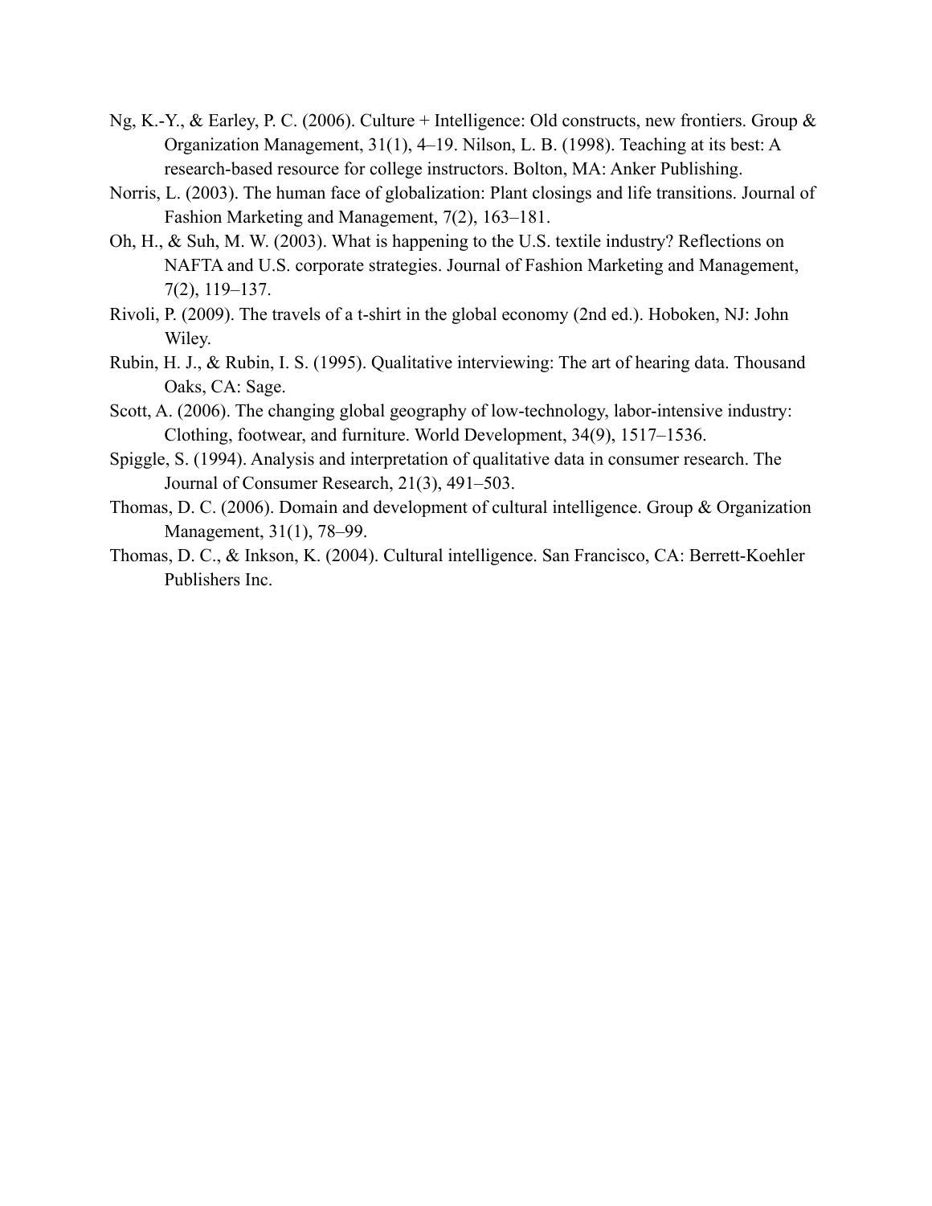Ng, K.-Y., & Earley, P. C. (2006). Culture + Intelligence: Old constructs, new frontiers. Group & Organization Management, 31(1), 4–19. Nilson, L. B. (1998). Teaching at its best: A research-based resource for college instructors. Bolton, MA: Anker Publishing.

Norris, L. (2003). The human face of globalization: Plant closings and life transitions. Journal of Fashion Marketing and Management, 7(2), 163–181.

Oh, H., & Suh, M. W. (2003). What is happening to the U.S. textile industry? Reflections on NAFTA and U.S. corporate strategies. Journal of Fashion Marketing and Management, 7(2), 119–137.

Rivoli, P. (2009). The travels of a t-shirt in the global economy (2nd ed.). Hoboken, NJ: John Wiley.

Rubin, H. J., & Rubin, I. S. (1995). Qualitative interviewing: The art of hearing data. Thousand Oaks, CA: Sage.

Scott, A. (2006). The changing global geography of low-technology, labor-intensive industry: Clothing, footwear, and furniture. World Development, 34(9), 1517–1536.

Spiggle, S. (1994). Analysis and interpretation of qualitative data in consumer research. The Journal of Consumer Research, 21(3), 491–503.

Thomas, D. C. (2006). Domain and development of cultural intelligence. Group & Organization Management, 31(1), 78–99.

Thomas, D. C., & Inkson, K. (2004). Cultural intelligence. San Francisco, CA: Berrett-Koehler Publishers Inc.